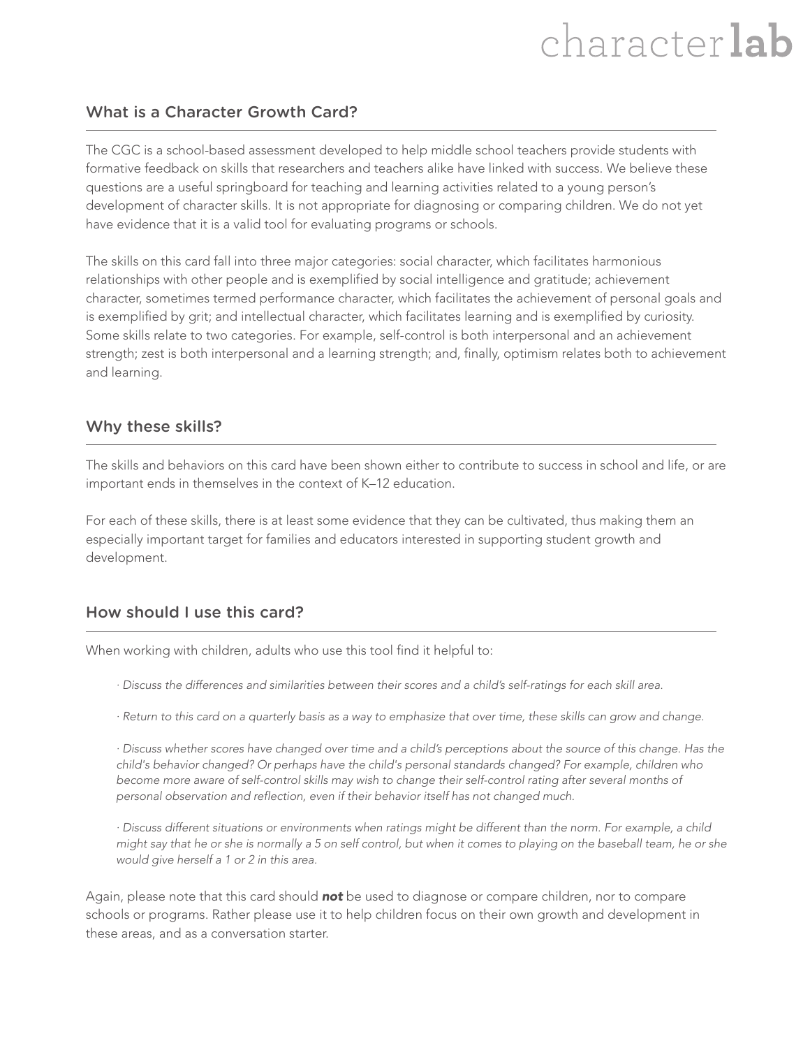character**lab**

## What is a Character Growth Card?

The CGC is a school-based assessment developed to help middle school teachers provide students with formative feedback on skills that researchers and teachers alike have linked with success. We believe these questions are a useful springboard for teaching and learning activities related to a young person's development of character skills. It is not appropriate for diagnosing or comparing children. We do not yet have evidence that it is a valid tool for evaluating programs or schools.

The skills on this card fall into three major categories: social character, which facilitates harmonious relationships with other people and is exemplified by social intelligence and gratitude; achievement character, sometimes termed performance character, which facilitates the achievement of personal goals and is exemplified by grit; and intellectual character, which facilitates learning and is exemplified by curiosity. Some skills relate to two categories. For example, self-control is both interpersonal and an achievement strength; zest is both interpersonal and a learning strength; and, finally, optimism relates both to achievement and learning.

## Why these skills?

The skills and behaviors on this card have been shown either to contribute to success in school and life, or are important ends in themselves in the context of K–12 education.

For each of these skills, there is at least some evidence that they can be cultivated, thus making them an especially important target for families and educators interested in supporting student growth and development.

## How should I use this card?

When working with children, adults who use this tool find it helpful to:

- *Discuss the differences and similarities between their scores and a child's self-ratings for each skill area.*
- *Return to this card on a quarterly basis as a way to emphasize that over time, these skills can grow and change.*
- *Discuss whether scores have changed over time and a child's perceptions about the source of this change. Has the child's behavior changed? Or perhaps have the child's personal standards changed? For example, children who become more aware of self-control skills may wish to change their self-control rating after several months of personal observation and reflection, even if their behavior itself has not changed much.*
- *Discuss different situations or environments when ratings might be different than the norm. For example, a child might say that he or she is normally a 5 on self control, but when it comes to playing on the baseball team, he or she would give herself a 1 or 2 in this area.*

Again, please note that this card should ***not*** be used to diagnose or compare children, nor to compare schools or programs. Rather please use it to help children focus on their own growth and development in these areas, and as a conversation starter.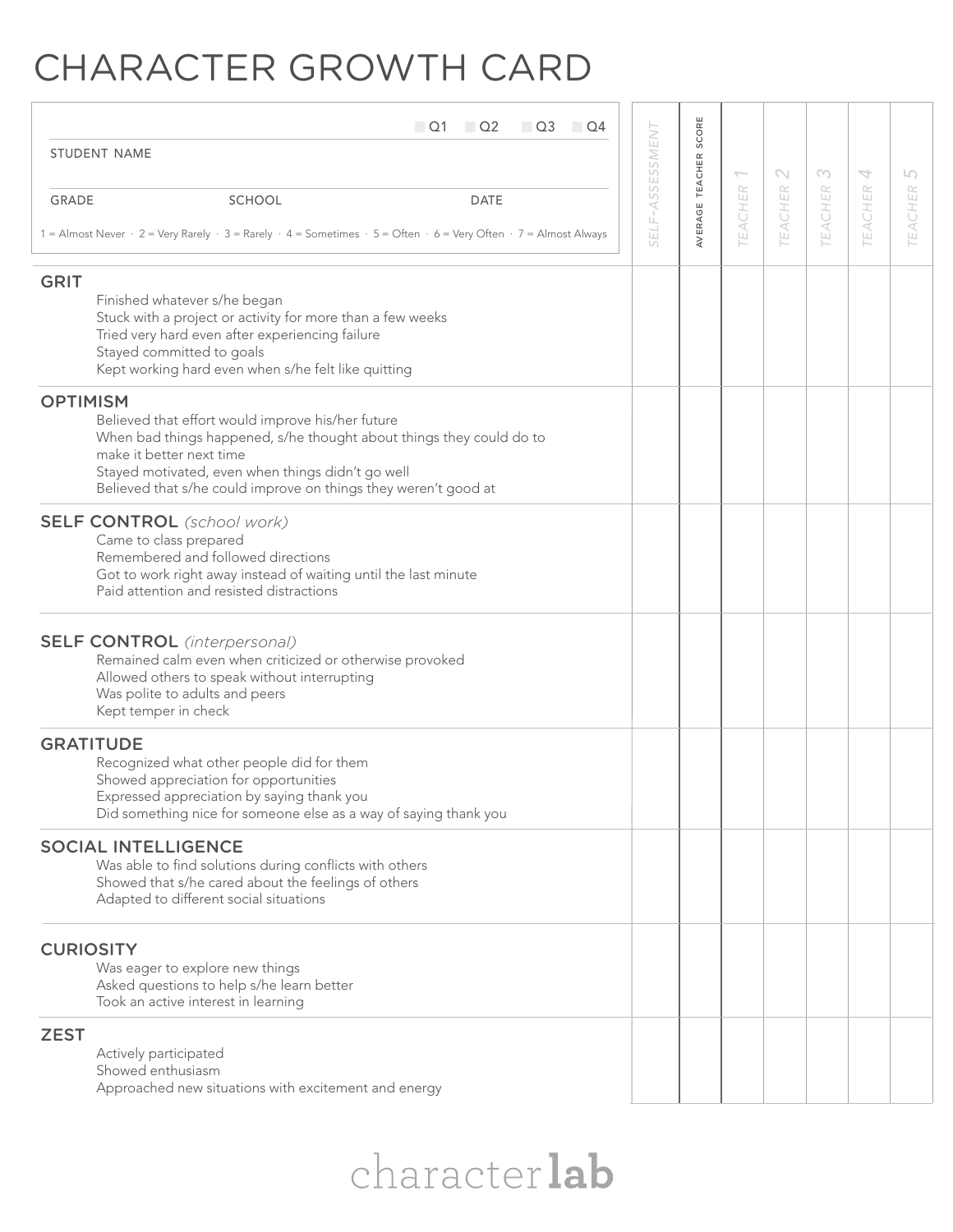# CHARACTER GROWTH CARD

☐ Q1 ☐ Q2 ☐ Q3 ☐ Q4

STUDENT NAME

GRADE SCHOOL DATE

1 = Almost Never · 2 = Very Rarely · 3 = Rarely · 4 = Sometimes · 5 = Often · 6 = Very Often · 7 = Almost Always

| | SELF-ASSESSMENT | AVERAGE TEACHER SCORE | TEACHER 1 | TEACHER 2 | TEACHER 3 | TEACHER 4 | TEACHER 5 |
|---|---|---|---|---|---|---|---|
| **GRIT**<br>Finished whatever s/he began<br>Stuck with a project or activity for more than a few weeks<br>Tried very hard even after experiencing failure<br>Stayed committed to goals<br>Kept working hard even when s/he felt like quitting | | | | | | | |
| **OPTIMISM**<br>Believed that effort would improve his/her future<br>When bad things happened, s/he thought about things they could do to make it better next time<br>Stayed motivated, even when things didn't go well<br>Believed that s/he could improve on things they weren't good at | | | | | | | |
| **SELF CONTROL** *(school work)*<br>Came to class prepared<br>Remembered and followed directions<br>Got to work right away instead of waiting until the last minute<br>Paid attention and resisted distractions | | | | | | | |
| **SELF CONTROL** *(interpersonal)*<br>Remained calm even when criticized or otherwise provoked<br>Allowed others to speak without interrupting<br>Was polite to adults and peers<br>Kept temper in check | | | | | | | |
| **GRATITUDE**<br>Recognized what other people did for them<br>Showed appreciation for opportunities<br>Expressed appreciation by saying thank you<br>Did something nice for someone else as a way of saying thank you | | | | | | | |
| **SOCIAL INTELLIGENCE**<br>Was able to find solutions during conflicts with others<br>Showed that s/he cared about the feelings of others<br>Adapted to different social situations | | | | | | | |
| **CURIOSITY**<br>Was eager to explore new things<br>Asked questions to help s/he learn better<br>Took an active interest in learning | | | | | | | |
| **ZEST**<br>Actively participated<br>Showed enthusiasm<br>Approached new situations with excitement and energy | | | | | | | |

character**lab**